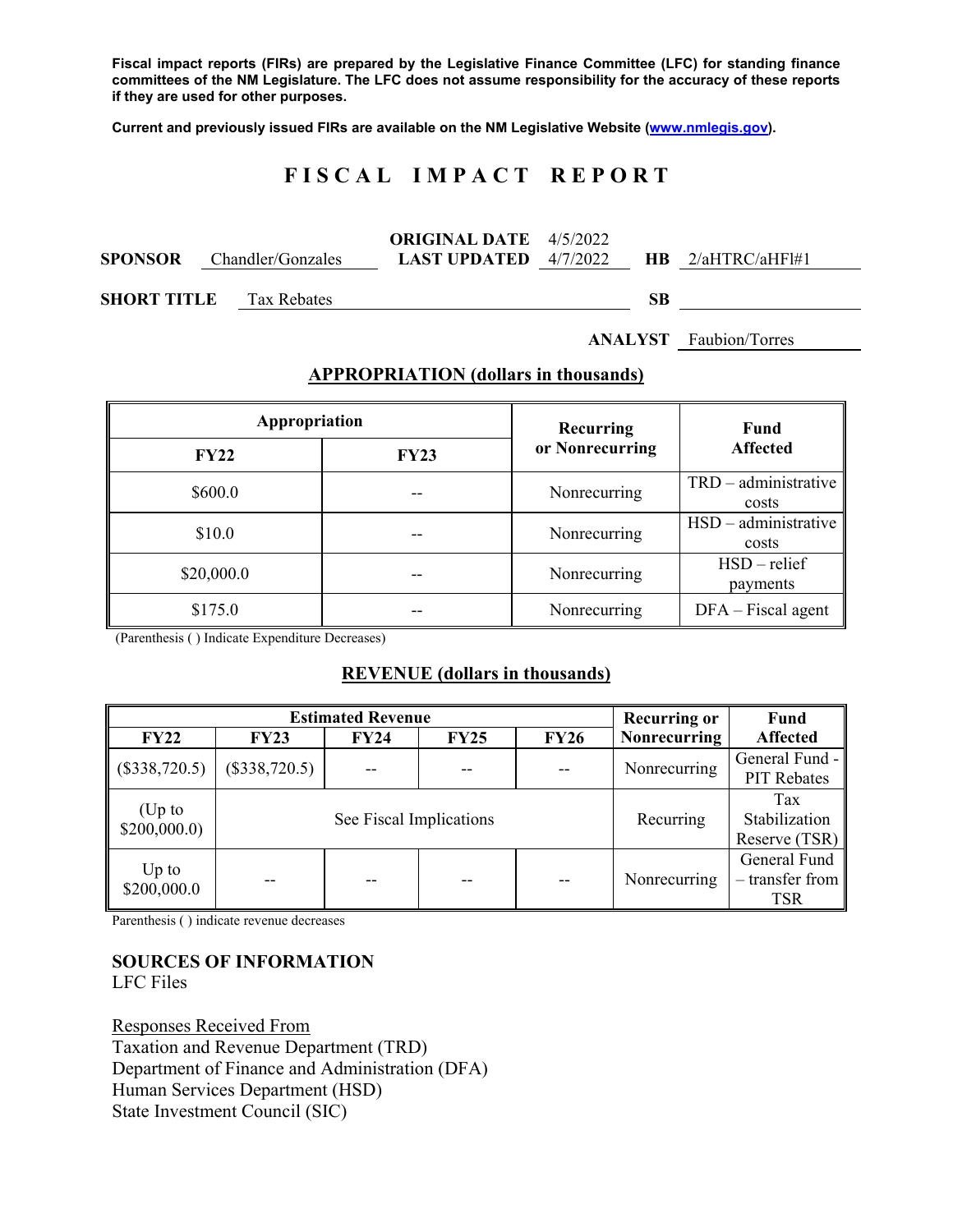**Fiscal impact reports (FIRs) are prepared by the Legislative Finance Committee (LFC) for standing finance committees of the NM Legislature. The LFC does not assume responsibility for the accuracy of these reports if they are used for other purposes.**

**Current and previously issued FIRs are available on the NM Legislative Website (www.nmlegis.gov).**

# F I S C A L   I M P A C T   R E P O R T

**SPONSOR** Chandler/Gonzales

**ORIGINAL DATE** 4/5/2022
**LAST UPDATED** 4/7/2022

**HB** 2/aHTRC/aHFl#1

**SHORT TITLE** Tax Rebates

**SB**

**ANALYST** Faubion/Torres

## APPROPRIATION (dollars in thousands)

| Appropriation | | Recurring or Nonrecurring | Fund Affected |
|---|---|---|---|
| **FY22** | **FY23** | | |
| $600.0 | -- | Nonrecurring | TRD – administrative costs |
| $10.0 | -- | Nonrecurring | HSD – administrative costs |
| $20,000.0 | -- | Nonrecurring | HSD – relief payments |
| $175.0 | -- | Nonrecurring | DFA – Fiscal agent |

(Parenthesis ( ) Indicate Expenditure Decreases)

## REVENUE (dollars in thousands)

| Estimated Revenue | | | | | Recurring or Nonrecurring | Fund Affected |
|---|---|---|---|---|---|---|
| **FY22** | **FY23** | **FY24** | **FY25** | **FY26** | | |
| ($338,720.5) | ($338,720.5) | -- | -- | -- | Nonrecurring | General Fund - PIT Rebates |
| (Up to $200,000.0) | See Fiscal Implications | | | | Recurring | Tax Stabilization Reserve (TSR) |
| Up to $200,000.0 | -- | -- | -- | -- | Nonrecurring | General Fund – transfer from TSR |

Parenthesis ( ) indicate revenue decreases

**SOURCES OF INFORMATION**
LFC Files

Responses Received From
Taxation and Revenue Department (TRD)
Department of Finance and Administration (DFA)
Human Services Department (HSD)
State Investment Council (SIC)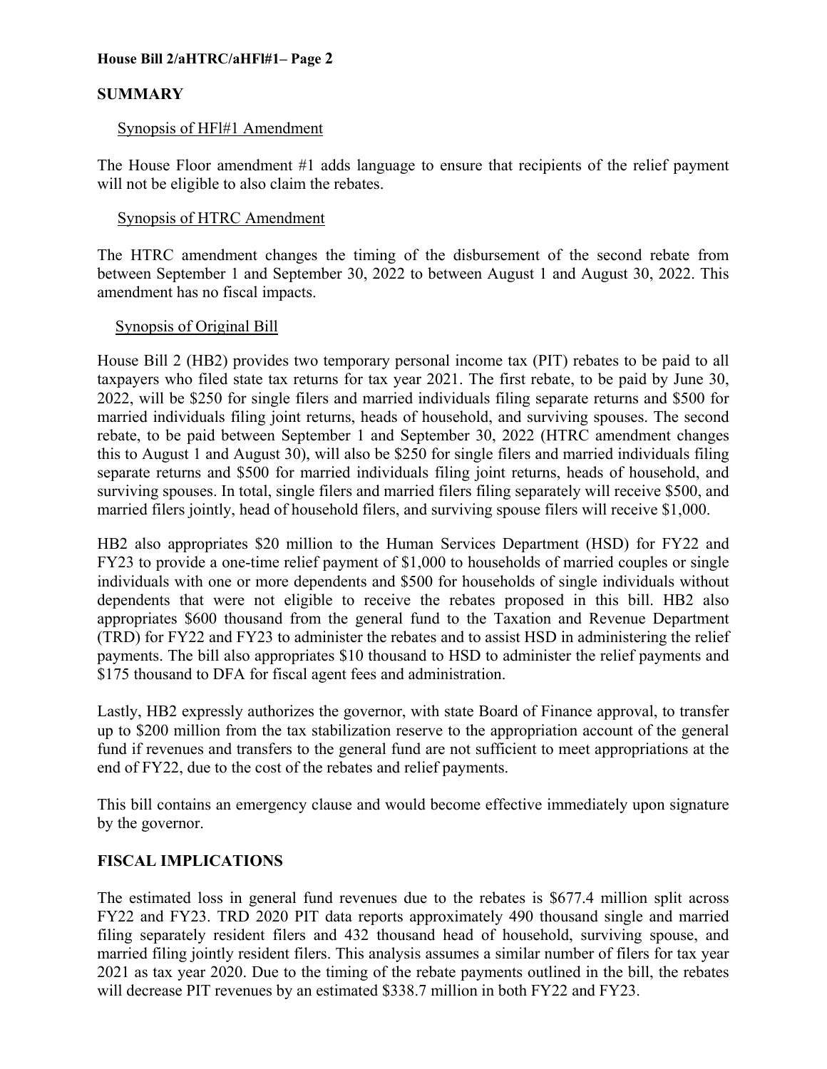## SUMMARY

Synopsis of HFl#1 Amendment

The House Floor amendment #1 adds language to ensure that recipients of the relief payment will not be eligible to also claim the rebates.

Synopsis of HTRC Amendment

The HTRC amendment changes the timing of the disbursement of the second rebate from between September 1 and September 30, 2022 to between August 1 and August 30, 2022. This amendment has no fiscal impacts.

Synopsis of Original Bill

House Bill 2 (HB2) provides two temporary personal income tax (PIT) rebates to be paid to all taxpayers who filed state tax returns for tax year 2021. The first rebate, to be paid by June 30, 2022, will be $250 for single filers and married individuals filing separate returns and $500 for married individuals filing joint returns, heads of household, and surviving spouses. The second rebate, to be paid between September 1 and September 30, 2022 (HTRC amendment changes this to August 1 and August 30), will also be $250 for single filers and married individuals filing separate returns and $500 for married individuals filing joint returns, heads of household, and surviving spouses. In total, single filers and married filers filing separately will receive $500, and married filers jointly, head of household filers, and surviving spouse filers will receive $1,000.

HB2 also appropriates $20 million to the Human Services Department (HSD) for FY22 and FY23 to provide a one-time relief payment of $1,000 to households of married couples or single individuals with one or more dependents and $500 for households of single individuals without dependents that were not eligible to receive the rebates proposed in this bill. HB2 also appropriates $600 thousand from the general fund to the Taxation and Revenue Department (TRD) for FY22 and FY23 to administer the rebates and to assist HSD in administering the relief payments. The bill also appropriates $10 thousand to HSD to administer the relief payments and $175 thousand to DFA for fiscal agent fees and administration.

Lastly, HB2 expressly authorizes the governor, with state Board of Finance approval, to transfer up to $200 million from the tax stabilization reserve to the appropriation account of the general fund if revenues and transfers to the general fund are not sufficient to meet appropriations at the end of FY22, due to the cost of the rebates and relief payments.

This bill contains an emergency clause and would become effective immediately upon signature by the governor.

## FISCAL IMPLICATIONS

The estimated loss in general fund revenues due to the rebates is $677.4 million split across FY22 and FY23. TRD 2020 PIT data reports approximately 490 thousand single and married filing separately resident filers and 432 thousand head of household, surviving spouse, and married filing jointly resident filers. This analysis assumes a similar number of filers for tax year 2021 as tax year 2020. Due to the timing of the rebate payments outlined in the bill, the rebates will decrease PIT revenues by an estimated $338.7 million in both FY22 and FY23.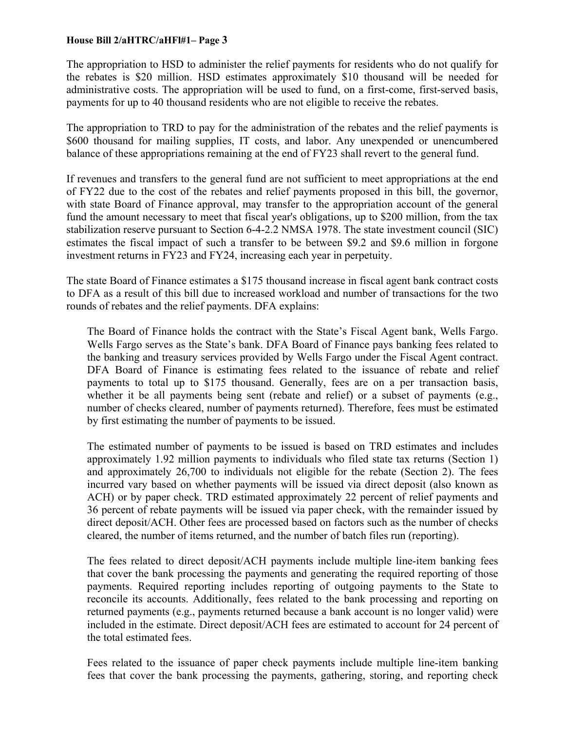The appropriation to HSD to administer the relief payments for residents who do not qualify for the rebates is $20 million. HSD estimates approximately $10 thousand will be needed for administrative costs. The appropriation will be used to fund, on a first-come, first-served basis, payments for up to 40 thousand residents who are not eligible to receive the rebates.

The appropriation to TRD to pay for the administration of the rebates and the relief payments is $600 thousand for mailing supplies, IT costs, and labor. Any unexpended or unencumbered balance of these appropriations remaining at the end of FY23 shall revert to the general fund.

If revenues and transfers to the general fund are not sufficient to meet appropriations at the end of FY22 due to the cost of the rebates and relief payments proposed in this bill, the governor, with state Board of Finance approval, may transfer to the appropriation account of the general fund the amount necessary to meet that fiscal year's obligations, up to $200 million, from the tax stabilization reserve pursuant to Section 6-4-2.2 NMSA 1978. The state investment council (SIC) estimates the fiscal impact of such a transfer to be between $9.2 and $9.6 million in forgone investment returns in FY23 and FY24, increasing each year in perpetuity.

The state Board of Finance estimates a $175 thousand increase in fiscal agent bank contract costs to DFA as a result of this bill due to increased workload and number of transactions for the two rounds of rebates and the relief payments. DFA explains:

> The Board of Finance holds the contract with the State's Fiscal Agent bank, Wells Fargo. Wells Fargo serves as the State's bank. DFA Board of Finance pays banking fees related to the banking and treasury services provided by Wells Fargo under the Fiscal Agent contract. DFA Board of Finance is estimating fees related to the issuance of rebate and relief payments to total up to $175 thousand. Generally, fees are on a per transaction basis, whether it be all payments being sent (rebate and relief) or a subset of payments (e.g., number of checks cleared, number of payments returned). Therefore, fees must be estimated by first estimating the number of payments to be issued.
>
> The estimated number of payments to be issued is based on TRD estimates and includes approximately 1.92 million payments to individuals who filed state tax returns (Section 1) and approximately 26,700 to individuals not eligible for the rebate (Section 2). The fees incurred vary based on whether payments will be issued via direct deposit (also known as ACH) or by paper check. TRD estimated approximately 22 percent of relief payments and 36 percent of rebate payments will be issued via paper check, with the remainder issued by direct deposit/ACH. Other fees are processed based on factors such as the number of checks cleared, the number of items returned, and the number of batch files run (reporting).
>
> The fees related to direct deposit/ACH payments include multiple line-item banking fees that cover the bank processing the payments and generating the required reporting of those payments. Required reporting includes reporting of outgoing payments to the State to reconcile its accounts. Additionally, fees related to the bank processing and reporting on returned payments (e.g., payments returned because a bank account is no longer valid) were included in the estimate. Direct deposit/ACH fees are estimated to account for 24 percent of the total estimated fees.
>
> Fees related to the issuance of paper check payments include multiple line-item banking fees that cover the bank processing the payments, gathering, storing, and reporting check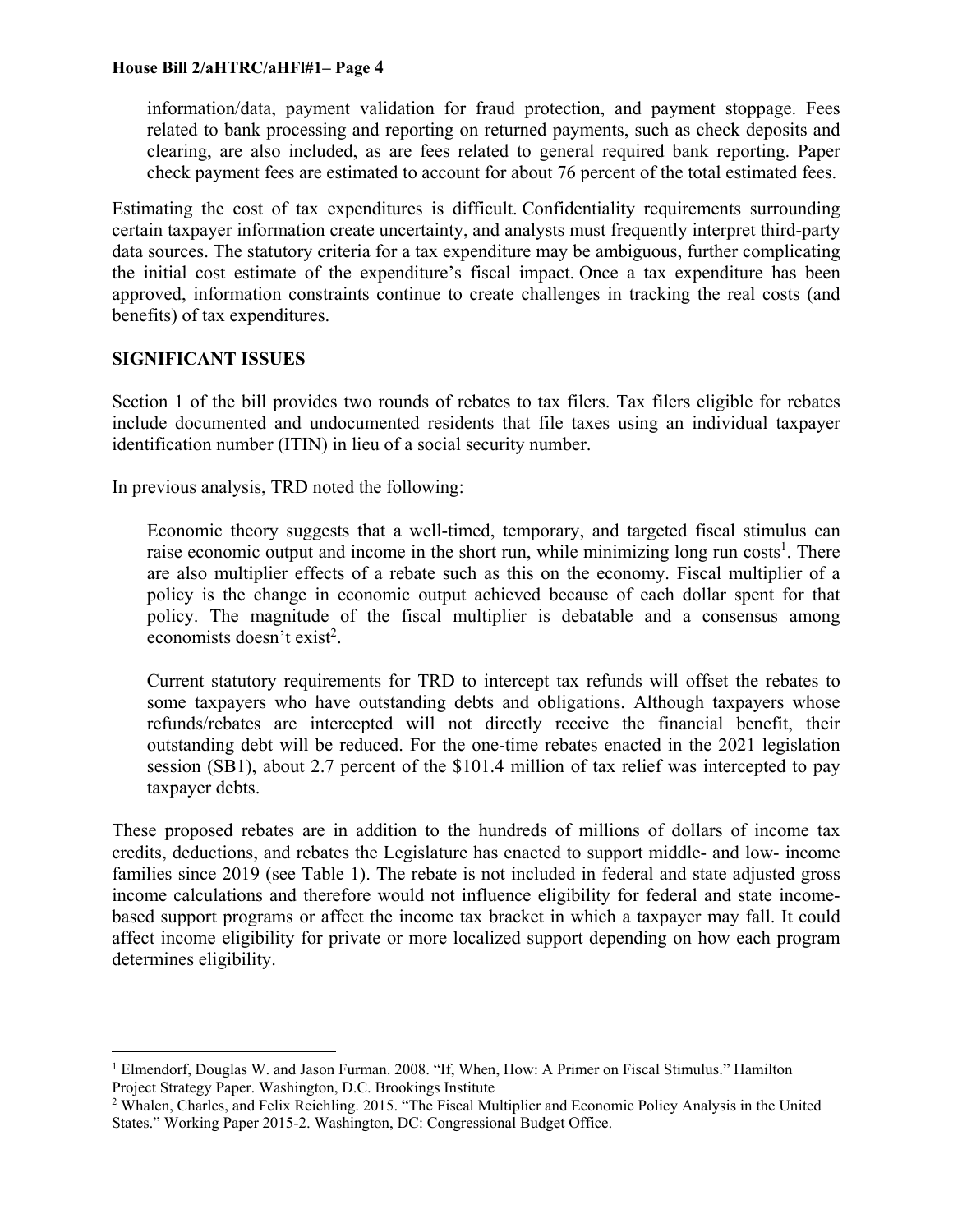information/data, payment validation for fraud protection, and payment stoppage. Fees related to bank processing and reporting on returned payments, such as check deposits and clearing, are also included, as are fees related to general required bank reporting. Paper check payment fees are estimated to account for about 76 percent of the total estimated fees.

Estimating the cost of tax expenditures is difficult. Confidentiality requirements surrounding certain taxpayer information create uncertainty, and analysts must frequently interpret third-party data sources. The statutory criteria for a tax expenditure may be ambiguous, further complicating the initial cost estimate of the expenditure's fiscal impact. Once a tax expenditure has been approved, information constraints continue to create challenges in tracking the real costs (and benefits) of tax expenditures.

**SIGNIFICANT ISSUES**

Section 1 of the bill provides two rounds of rebates to tax filers. Tax filers eligible for rebates include documented and undocumented residents that file taxes using an individual taxpayer identification number (ITIN) in lieu of a social security number.

In previous analysis, TRD noted the following:

> Economic theory suggests that a well-timed, temporary, and targeted fiscal stimulus can raise economic output and income in the short run, while minimizing long run costs[1]. There are also multiplier effects of a rebate such as this on the economy. Fiscal multiplier of a policy is the change in economic output achieved because of each dollar spent for that policy. The magnitude of the fiscal multiplier is debatable and a consensus among economists doesn't exist[2].
>
> Current statutory requirements for TRD to intercept tax refunds will offset the rebates to some taxpayers who have outstanding debts and obligations. Although taxpayers whose refunds/rebates are intercepted will not directly receive the financial benefit, their outstanding debt will be reduced. For the one-time rebates enacted in the 2021 legislation session (SB1), about 2.7 percent of the $101.4 million of tax relief was intercepted to pay taxpayer debts.

These proposed rebates are in addition to the hundreds of millions of dollars of income tax credits, deductions, and rebates the Legislature has enacted to support middle- and low- income families since 2019 (see Table 1). The rebate is not included in federal and state adjusted gross income calculations and therefore would not influence eligibility for federal and state income-based support programs or affect the income tax bracket in which a taxpayer may fall. It could affect income eligibility for private or more localized support depending on how each program determines eligibility.

---

[1] Elmendorf, Douglas W. and Jason Furman. 2008. "If, When, How: A Primer on Fiscal Stimulus." Hamilton Project Strategy Paper. Washington, D.C. Brookings Institute

[2] Whalen, Charles, and Felix Reichling. 2015. "The Fiscal Multiplier and Economic Policy Analysis in the United States." Working Paper 2015-2. Washington, DC: Congressional Budget Office.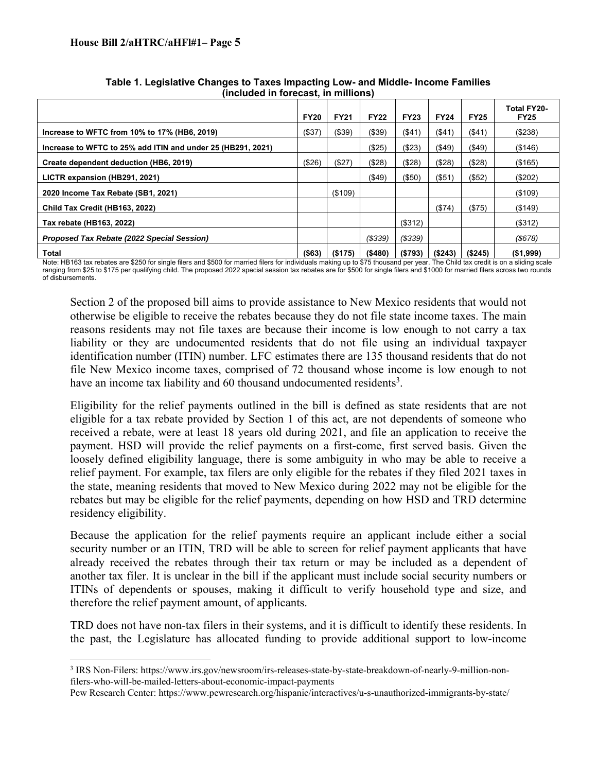**Table 1. Legislative Changes to Taxes Impacting Low- and Middle- Income Families (included in forecast, in millions)**

| | FY20 | FY21 | FY22 | FY23 | FY24 | FY25 | Total FY20-FY25 |
|---|---|---|---|---|---|---|---|
| **Increase to WFTC from 10% to 17% (HB6, 2019)** | ($37) | ($39) | ($39) | ($41) | ($41) | ($41) | ($238) |
| **Increase to WFTC to 25% add ITIN and under 25 (HB291, 2021)** | | | ($25) | ($23) | ($49) | ($49) | ($146) |
| **Create dependent deduction (HB6, 2019)** | ($26) | ($27) | ($28) | ($28) | ($28) | ($28) | ($165) |
| **LICTR expansion (HB291, 2021)** | | | ($49) | ($50) | ($51) | ($52) | ($202) |
| **2020 Income Tax Rebate (SB1, 2021)** | | ($109) | | | | | ($109) |
| **Child Tax Credit (HB163, 2022)** | | | | | ($74) | ($75) | ($149) |
| **Tax rebate (HB163, 2022)** | | | | ($312) | | | ($312) |
| ***Proposed Tax Rebate (2022 Special Session)*** | | | *($339)* | *($339)* | | | *($678)* |
| **Total** | **($63)** | **($175)** | **($480)** | **($793)** | **($243)** | **($245)** | **($1,999)** |

Note: HB163 tax rebates are $250 for single filers and $500 for married filers for individuals making up to $75 thousand per year. The Child tax credit is on a sliding scale ranging from $25 to $175 per qualifying child. The proposed 2022 special session tax rebates are for $500 for single filers and $1000 for married filers across two rounds of disbursements.

Section 2 of the proposed bill aims to provide assistance to New Mexico residents that would not otherwise be eligible to receive the rebates because they do not file state income taxes. The main reasons residents may not file taxes are because their income is low enough to not carry a tax liability or they are undocumented residents that do not file using an individual taxpayer identification number (ITIN) number. LFC estimates there are 135 thousand residents that do not file New Mexico income taxes, comprised of 72 thousand whose income is low enough to not have an income tax liability and 60 thousand undocumented residents[3].

Eligibility for the relief payments outlined in the bill is defined as state residents that are not eligible for a tax rebate provided by Section 1 of this act, are not dependents of someone who received a rebate, were at least 18 years old during 2021, and file an application to receive the payment. HSD will provide the relief payments on a first-come, first served basis. Given the loosely defined eligibility language, there is some ambiguity in who may be able to receive a relief payment. For example, tax filers are only eligible for the rebates if they filed 2021 taxes in the state, meaning residents that moved to New Mexico during 2022 may not be eligible for the rebates but may be eligible for the relief payments, depending on how HSD and TRD determine residency eligibility.

Because the application for the relief payments require an applicant include either a social security number or an ITIN, TRD will be able to screen for relief payment applicants that have already received the rebates through their tax return or may be included as a dependent of another tax filer. It is unclear in the bill if the applicant must include social security numbers or ITINs of dependents or spouses, making it difficult to verify household type and size, and therefore the relief payment amount, of applicants.

TRD does not have non-tax filers in their systems, and it is difficult to identify these residents. In the past, the Legislature has allocated funding to provide additional support to low-income

---

[3] IRS Non-Filers: https://www.irs.gov/newsroom/irs-releases-state-by-state-breakdown-of-nearly-9-million-non-filers-who-will-be-mailed-letters-about-economic-impact-payments

Pew Research Center: https://www.pewresearch.org/hispanic/interactives/u-s-unauthorized-immigrants-by-state/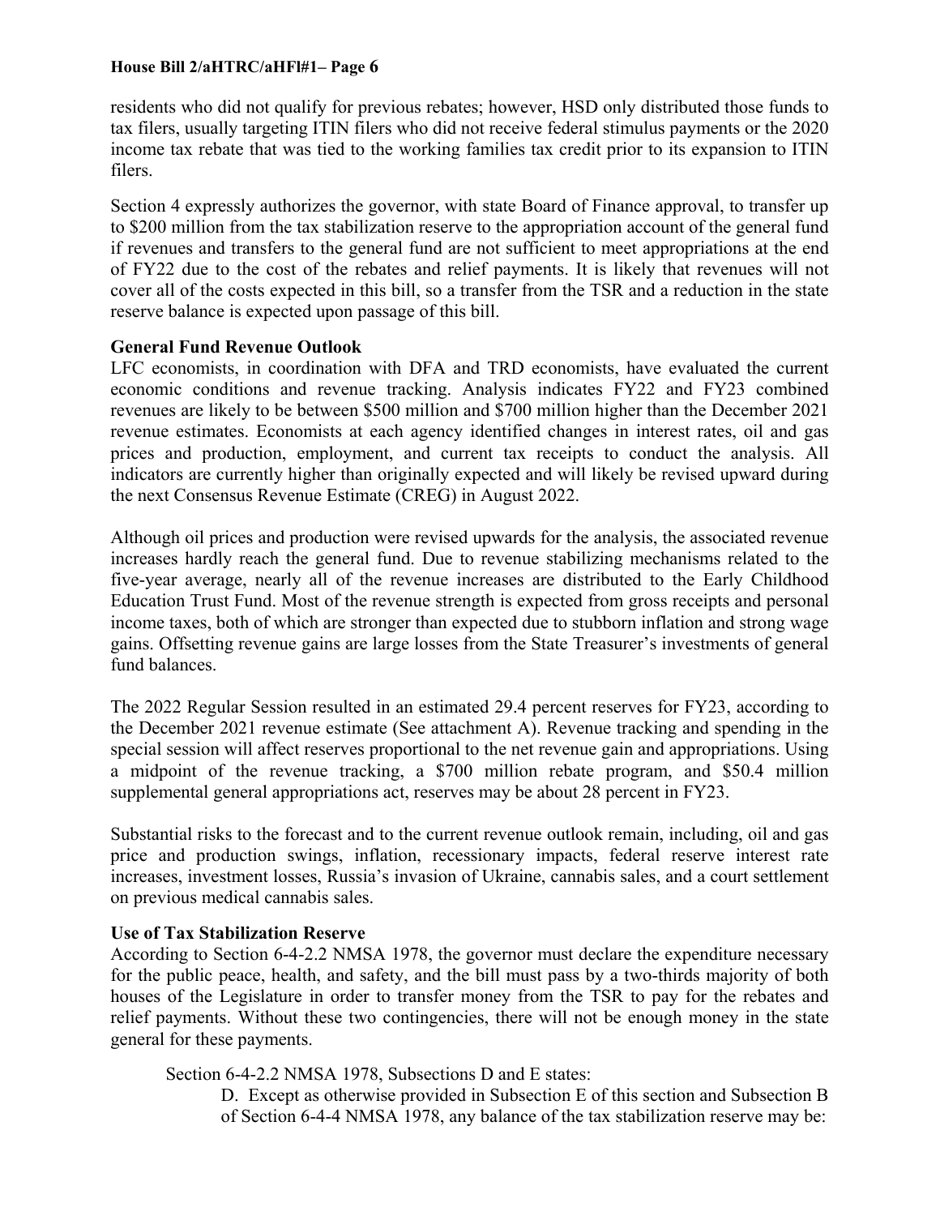residents who did not qualify for previous rebates; however, HSD only distributed those funds to tax filers, usually targeting ITIN filers who did not receive federal stimulus payments or the 2020 income tax rebate that was tied to the working families tax credit prior to its expansion to ITIN filers.

Section 4 expressly authorizes the governor, with state Board of Finance approval, to transfer up to $200 million from the tax stabilization reserve to the appropriation account of the general fund if revenues and transfers to the general fund are not sufficient to meet appropriations at the end of FY22 due to the cost of the rebates and relief payments. It is likely that revenues will not cover all of the costs expected in this bill, so a transfer from the TSR and a reduction in the state reserve balance is expected upon passage of this bill.

**General Fund Revenue Outlook**

LFC economists, in coordination with DFA and TRD economists, have evaluated the current economic conditions and revenue tracking. Analysis indicates FY22 and FY23 combined revenues are likely to be between $500 million and $700 million higher than the December 2021 revenue estimates. Economists at each agency identified changes in interest rates, oil and gas prices and production, employment, and current tax receipts to conduct the analysis. All indicators are currently higher than originally expected and will likely be revised upward during the next Consensus Revenue Estimate (CREG) in August 2022.

Although oil prices and production were revised upwards for the analysis, the associated revenue increases hardly reach the general fund. Due to revenue stabilizing mechanisms related to the five-year average, nearly all of the revenue increases are distributed to the Early Childhood Education Trust Fund. Most of the revenue strength is expected from gross receipts and personal income taxes, both of which are stronger than expected due to stubborn inflation and strong wage gains. Offsetting revenue gains are large losses from the State Treasurer's investments of general fund balances.

The 2022 Regular Session resulted in an estimated 29.4 percent reserves for FY23, according to the December 2021 revenue estimate (See attachment A). Revenue tracking and spending in the special session will affect reserves proportional to the net revenue gain and appropriations. Using a midpoint of the revenue tracking, a $700 million rebate program, and $50.4 million supplemental general appropriations act, reserves may be about 28 percent in FY23.

Substantial risks to the forecast and to the current revenue outlook remain, including, oil and gas price and production swings, inflation, recessionary impacts, federal reserve interest rate increases, investment losses, Russia's invasion of Ukraine, cannabis sales, and a court settlement on previous medical cannabis sales.

**Use of Tax Stabilization Reserve**

According to Section 6-4-2.2 NMSA 1978, the governor must declare the expenditure necessary for the public peace, health, and safety, and the bill must pass by a two-thirds majority of both houses of the Legislature in order to transfer money from the TSR to pay for the rebates and relief payments. Without these two contingencies, there will not be enough money in the state general for these payments.

> Section 6-4-2.2 NMSA 1978, Subsections D and E states:
>
> > D. Except as otherwise provided in Subsection E of this section and Subsection B of Section 6-4-4 NMSA 1978, any balance of the tax stabilization reserve may be: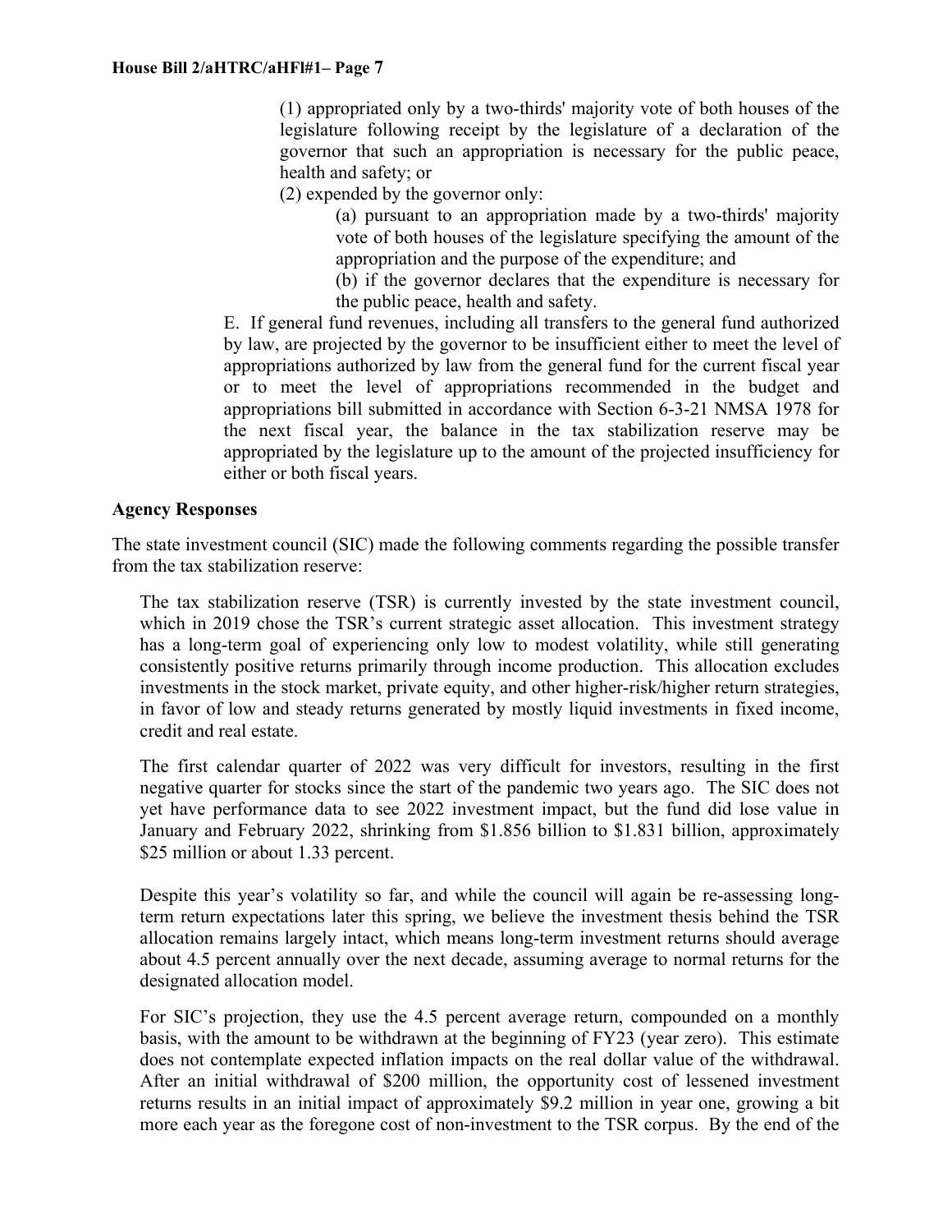(1) appropriated only by a two-thirds' majority vote of both houses of the legislature following receipt by the legislature of a declaration of the governor that such an appropriation is necessary for the public peace, health and safety; or

(2) expended by the governor only:

(a) pursuant to an appropriation made by a two-thirds' majority vote of both houses of the legislature specifying the amount of the appropriation and the purpose of the expenditure; and

(b) if the governor declares that the expenditure is necessary for the public peace, health and safety.

E. If general fund revenues, including all transfers to the general fund authorized by law, are projected by the governor to be insufficient either to meet the level of appropriations authorized by law from the general fund for the current fiscal year or to meet the level of appropriations recommended in the budget and appropriations bill submitted in accordance with Section 6-3-21 NMSA 1978 for the next fiscal year, the balance in the tax stabilization reserve may be appropriated by the legislature up to the amount of the projected insufficiency for either or both fiscal years.

**Agency Responses**

The state investment council (SIC) made the following comments regarding the possible transfer from the tax stabilization reserve:

> The tax stabilization reserve (TSR) is currently invested by the state investment council, which in 2019 chose the TSR's current strategic asset allocation. This investment strategy has a long-term goal of experiencing only low to modest volatility, while still generating consistently positive returns primarily through income production. This allocation excludes investments in the stock market, private equity, and other higher-risk/higher return strategies, in favor of low and steady returns generated by mostly liquid investments in fixed income, credit and real estate.
>
> The first calendar quarter of 2022 was very difficult for investors, resulting in the first negative quarter for stocks since the start of the pandemic two years ago. The SIC does not yet have performance data to see 2022 investment impact, but the fund did lose value in January and February 2022, shrinking from $1.856 billion to $1.831 billion, approximately $25 million or about 1.33 percent.
>
> Despite this year's volatility so far, and while the council will again be re-assessing long-term return expectations later this spring, we believe the investment thesis behind the TSR allocation remains largely intact, which means long-term investment returns should average about 4.5 percent annually over the next decade, assuming average to normal returns for the designated allocation model.
>
> For SIC's projection, they use the 4.5 percent average return, compounded on a monthly basis, with the amount to be withdrawn at the beginning of FY23 (year zero). This estimate does not contemplate expected inflation impacts on the real dollar value of the withdrawal. After an initial withdrawal of $200 million, the opportunity cost of lessened investment returns results in an initial impact of approximately $9.2 million in year one, growing a bit more each year as the foregone cost of non-investment to the TSR corpus. By the end of the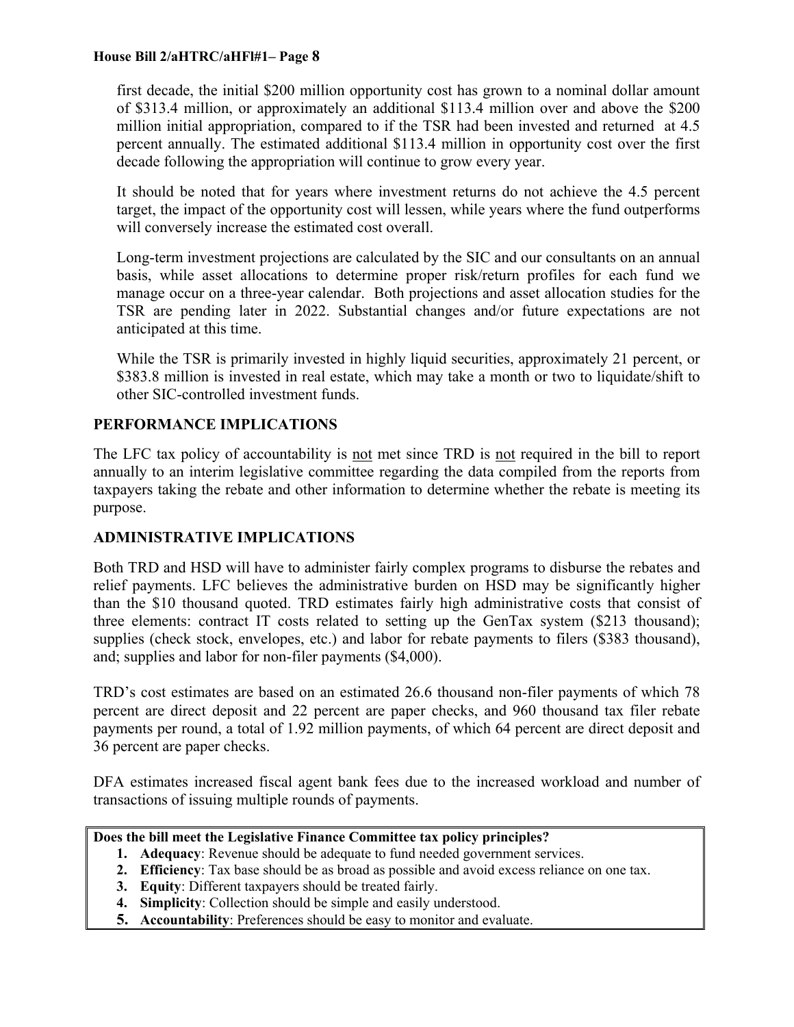first decade, the initial \$200 million opportunity cost has grown to a nominal dollar amount of \$313.4 million, or approximately an additional \$113.4 million over and above the \$200 million initial appropriation, compared to if the TSR had been invested and returned at 4.5 percent annually. The estimated additional \$113.4 million in opportunity cost over the first decade following the appropriation will continue to grow every year.

It should be noted that for years where investment returns do not achieve the 4.5 percent target, the impact of the opportunity cost will lessen, while years where the fund outperforms will conversely increase the estimated cost overall.

Long-term investment projections are calculated by the SIC and our consultants on an annual basis, while asset allocations to determine proper risk/return profiles for each fund we manage occur on a three-year calendar. Both projections and asset allocation studies for the TSR are pending later in 2022. Substantial changes and/or future expectations are not anticipated at this time.

While the TSR is primarily invested in highly liquid securities, approximately 21 percent, or \$383.8 million is invested in real estate, which may take a month or two to liquidate/shift to other SIC-controlled investment funds.

## PERFORMANCE IMPLICATIONS

The LFC tax policy of accountability is not met since TRD is not required in the bill to report annually to an interim legislative committee regarding the data compiled from the reports from taxpayers taking the rebate and other information to determine whether the rebate is meeting its purpose.

## ADMINISTRATIVE IMPLICATIONS

Both TRD and HSD will have to administer fairly complex programs to disburse the rebates and relief payments. LFC believes the administrative burden on HSD may be significantly higher than the \$10 thousand quoted. TRD estimates fairly high administrative costs that consist of three elements: contract IT costs related to setting up the GenTax system (\$213 thousand); supplies (check stock, envelopes, etc.) and labor for rebate payments to filers (\$383 thousand), and; supplies and labor for non-filer payments (\$4,000).

TRD's cost estimates are based on an estimated 26.6 thousand non-filer payments of which 78 percent are direct deposit and 22 percent are paper checks, and 960 thousand tax filer rebate payments per round, a total of 1.92 million payments, of which 64 percent are direct deposit and 36 percent are paper checks.

DFA estimates increased fiscal agent bank fees due to the increased workload and number of transactions of issuing multiple rounds of payments.

**Does the bill meet the Legislative Finance Committee tax policy principles?**

1. **Adequacy**: Revenue should be adequate to fund needed government services.
2. **Efficiency**: Tax base should be as broad as possible and avoid excess reliance on one tax.
3. **Equity**: Different taxpayers should be treated fairly.
4. **Simplicity**: Collection should be simple and easily understood.
5. **Accountability**: Preferences should be easy to monitor and evaluate.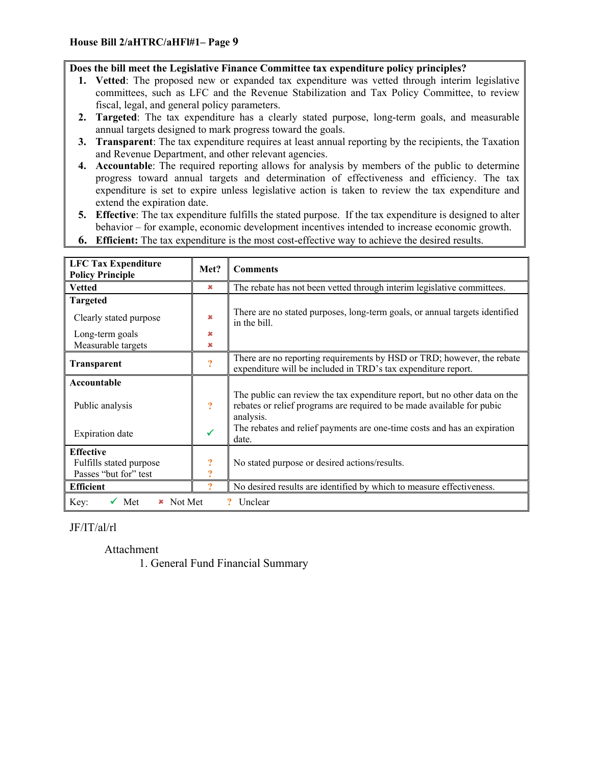**Does the bill meet the Legislative Finance Committee tax expenditure policy principles?**

1. **Vetted**: The proposed new or expanded tax expenditure was vetted through interim legislative committees, such as LFC and the Revenue Stabilization and Tax Policy Committee, to review fiscal, legal, and general policy parameters.
2. **Targeted**: The tax expenditure has a clearly stated purpose, long-term goals, and measurable annual targets designed to mark progress toward the goals.
3. **Transparent**: The tax expenditure requires at least annual reporting by the recipients, the Taxation and Revenue Department, and other relevant agencies.
4. **Accountable**: The required reporting allows for analysis by members of the public to determine progress toward annual targets and determination of effectiveness and efficiency. The tax expenditure is set to expire unless legislative action is taken to review the tax expenditure and extend the expiration date.
5. **Effective**: The tax expenditure fulfills the stated purpose. If the tax expenditure is designed to alter behavior – for example, economic development incentives intended to increase economic growth.
6. **Efficient:** The tax expenditure is the most cost-effective way to achieve the desired results.

| LFC Tax Expenditure Policy Principle | Met? | Comments |
|---|---|---|
| **Vetted** | ✖ | The rebate has not been vetted through interim legislative committees. |
| **Targeted** | | |
| Clearly stated purpose | ✖ | There are no stated purposes, long-term goals, or annual targets identified in the bill. |
| Long-term goals | ✖ | |
| Measurable targets | ✖ | |
| **Transparent** | ? | There are no reporting requirements by HSD or TRD; however, the rebate expenditure will be included in TRD's tax expenditure report. |
| **Accountable** | | |
| Public analysis | ? | The public can review the tax expenditure report, but no other data on the rebates or relief programs are required to be made available for pubic analysis. |
| Expiration date | ✓ | The rebates and relief payments are one-time costs and has an expiration date. |
| **Effective** | | |
| Fulfills stated purpose | ? | No stated purpose or desired actions/results. |
| Passes "but for" test | ? | |
| **Efficient** | ? | No desired results are identified by which to measure effectiveness. |
| Key: ✓ Met ✖ Not Met ? Unclear | | |

JF/IT/al/rl

Attachment
1. General Fund Financial Summary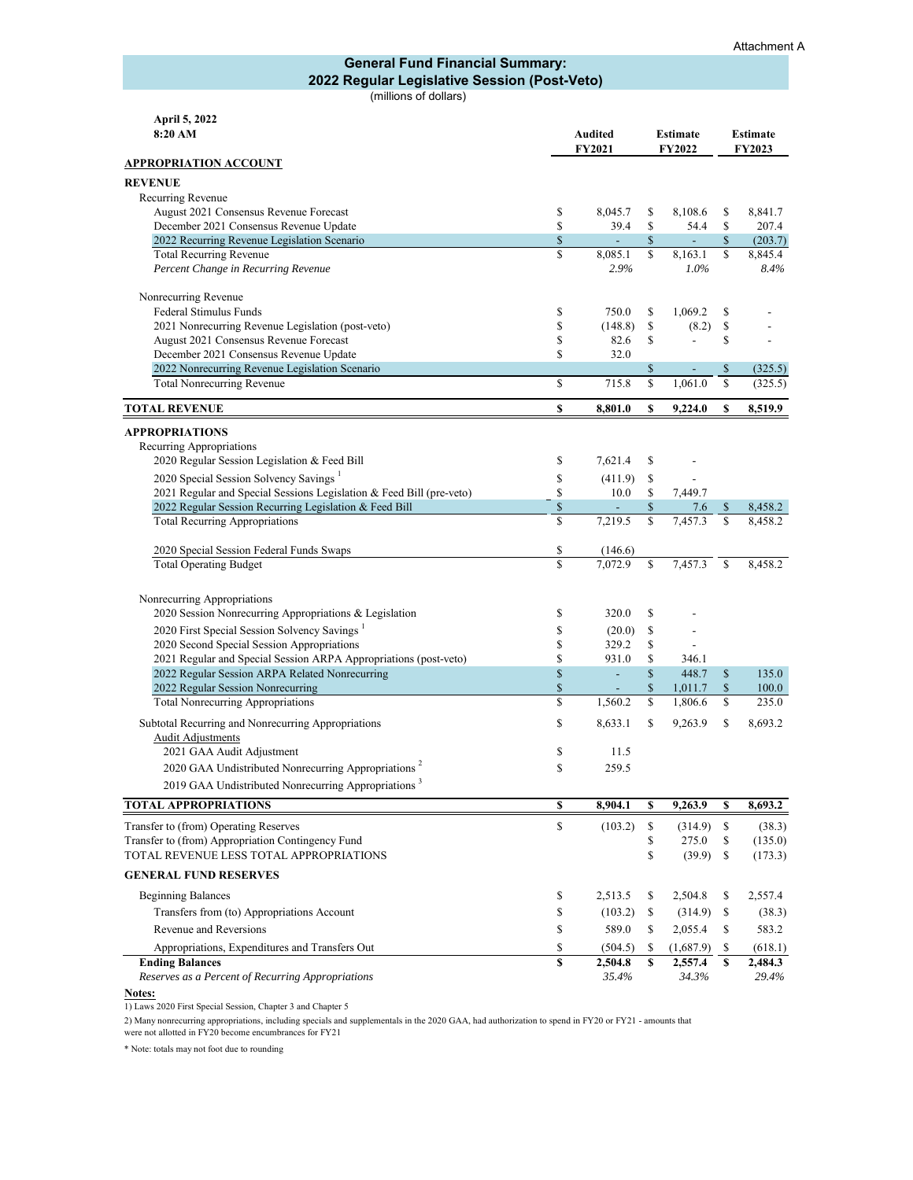Attachment A

# General Fund Financial Summary:
## 2022 Regular Legislative Session (Post-Veto)

(millions of dollars)

| April 5, 2022<br>8:20 AM | Audited FY2021 | Estimate FY2022 | Estimate FY2023 |
|---|---|---|---|
| **APPROPRIATION ACCOUNT** | | | |
| **REVENUE** | | | |
| Recurring Revenue | | | |
| August 2021 Consensus Revenue Forecast | $ 8,045.7 | $ 8,108.6 | $ 8,841.7 |
| December 2021 Consensus Revenue Update | $ 39.4 | $ 54.4 | $ 207.4 |
| 2022 Recurring Revenue Legislation Scenario | $ - | $ - | $ (203.7) |
| Total Recurring Revenue | $ 8,085.1 | $ 8,163.1 | $ 8,845.4 |
| *Percent Change in Recurring Revenue* | *2.9%* | *1.0%* | *8.4%* |
| Nonrecurring Revenue | | | |
| Federal Stimulus Funds | $ 750.0 | $ 1,069.2 | $ - |
| 2021 Nonrecurring Revenue Legislation (post-veto) | $ (148.8) | $ (8.2) | $ - |
| August 2021 Consensus Revenue Forecast | $ 82.6 | $ - | $ - |
| December 2021 Consensus Revenue Update | $ 32.0 | | |
| 2022 Nonrecurring Revenue Legislation Scenario | | $ - | $ (325.5) |
| Total Nonrecurring Revenue | $ 715.8 | $ 1,061.0 | $ (325.5) |
| **TOTAL REVENUE** | **$ 8,801.0** | **$ 9,224.0** | **$ 8,519.9** |
| **APPROPRIATIONS** | | | |
| Recurring Appropriations | | | |
| 2020 Regular Session Legislation & Feed Bill | $ 7,621.4 | $ - | |
| 2020 Special Session Solvency Savings [1] | $ (411.9) | $ - | |
| 2021 Regular and Special Sessions Legislation & Feed Bill (pre-veto) | $ 10.0 | $ 7,449.7 | |
| 2022 Regular Session Recurring Legislation & Feed Bill | $ - | $ 7.6 | $ 8,458.2 |
| Total Recurring Appropriations | $ 7,219.5 | $ 7,457.3 | $ 8,458.2 |
| 2020 Special Session Federal Funds Swaps | $ (146.6) | | |
| Total Operating Budget | $ 7,072.9 | $ 7,457.3 | $ 8,458.2 |
| Nonrecurring Appropriations | | | |
| 2020 Session Nonrecurring Appropriations & Legislation | $ 320.0 | $ - | |
| 2020 First Special Session Solvency Savings [1] | $ (20.0) | $ - | |
| 2020 Second Special Session Appropriations | $ 329.2 | $ - | |
| 2021 Regular and Special Session ARPA Appropriations (post-veto) | $ 931.0 | $ 346.1 | |
| 2022 Regular Session ARPA Related Nonrecurring | $ - | $ 448.7 | $ 135.0 |
| 2022 Regular Session Nonrecurring | $ - | $ 1,011.7 | $ 100.0 |
| Total Nonrecurring Appropriations | $ 1,560.2 | $ 1,806.6 | $ 235.0 |
| Subtotal Recurring and Nonrecurring Appropriations | $ 8,633.1 | $ 9,263.9 | $ 8,693.2 |
| Audit Adjustments | | | |
| 2021 GAA Audit Adjustment | $ 11.5 | | |
| 2020 GAA Undistributed Nonrecurring Appropriations [2] | $ 259.5 | | |
| 2019 GAA Undistributed Nonrecurring Appropriations [3] | | | |
| **TOTAL APPROPRIATIONS** | **$ 8,904.1** | **$ 9,263.9** | **$ 8,693.2** |
| Transfer to (from) Operating Reserves | $ (103.2) | $ (314.9) | $ (38.3) |
| Transfer to (from) Appropriation Contingency Fund | | $ 275.0 | $ (135.0) |
| TOTAL REVENUE LESS TOTAL APPROPRIATIONS | | $ (39.9) | $ (173.3) |
| **GENERAL FUND RESERVES** | | | |
| Beginning Balances | $ 2,513.5 | $ 2,504.8 | $ 2,557.4 |
| Transfers from (to) Appropriations Account | $ (103.2) | $ (314.9) | $ (38.3) |
| Revenue and Reversions | $ 589.0 | $ 2,055.4 | $ 583.2 |
| Appropriations, Expenditures and Transfers Out | $ (504.5) | $ (1,687.9) | $ (618.1) |
| **Ending Balances** | **$ 2,504.8** | **$ 2,557.4** | **$ 2,484.3** |
| *Reserves as a Percent of Recurring Appropriations* | *35.4%* | *34.3%* | *29.4%* |

**Notes:**

1) Laws 2020 First Special Session, Chapter 3 and Chapter 5

2) Many nonrecurring appropriations, including specials and supplementals in the 2020 GAA, had authorization to spend in FY20 or FY21 - amounts that were not allotted in FY20 become encumbrances for FY21

* Note: totals may not foot due to rounding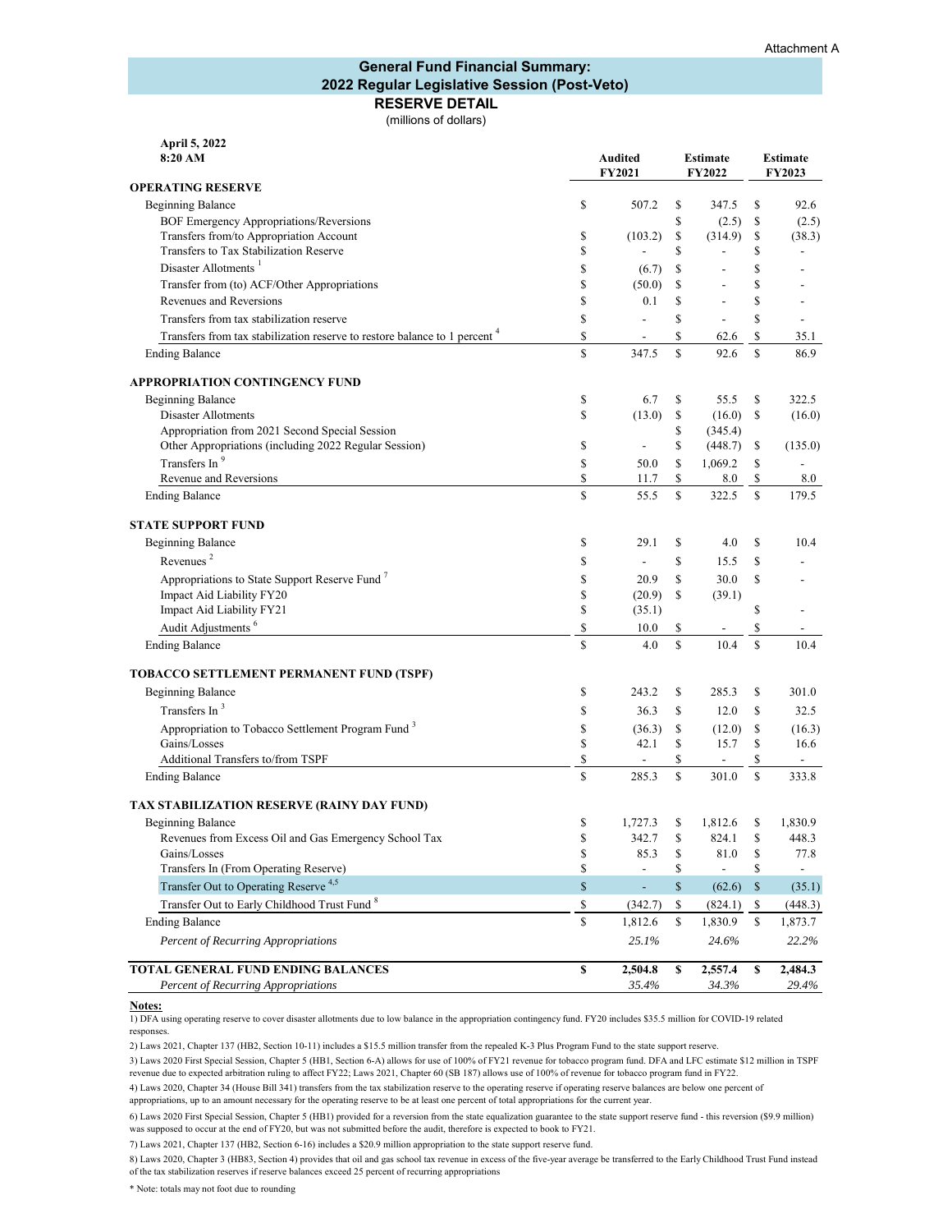Attachment A

## General Fund Financial Summary:
## 2022 Regular Legislative Session (Post-Veto)
### RESERVE DETAIL
(millions of dollars)

**April 5, 2022**
**8:20 AM**

| | Audited FY2021 | Estimate FY2022 | Estimate FY2023 |
|---|---|---|---|
| **OPERATING RESERVE** | | | |
| Beginning Balance | $ 507.2 | $ 347.5 | $ 92.6 |
| BOF Emergency Appropriations/Reversions | | $ (2.5) | $ (2.5) |
| Transfers from/to Appropriation Account | $ (103.2) | $ (314.9) | $ (38.3) |
| Transfers to Tax Stabilization Reserve | $ - | $ - | $ - |
| Disaster Allotments [1] | $ (6.7) | $ - | $ - |
| Transfer from (to) ACF/Other Appropriations | $ (50.0) | $ - | $ - |
| Revenues and Reversions | $ 0.1 | $ - | $ - |
| Transfers from tax stabilization reserve | $ - | $ - | $ - |
| Transfers from tax stabilization reserve to restore balance to 1 percent [4] | $ - | $ 62.6 | $ 35.1 |
| Ending Balance | $ 347.5 | $ 92.6 | $ 86.9 |
| **APPROPRIATION CONTINGENCY FUND** | | | |
| Beginning Balance | $ 6.7 | $ 55.5 | $ 322.5 |
| Disaster Allotments | $ (13.0) | $ (16.0) | $ (16.0) |
| Appropriation from 2021 Second Special Session | | $ (345.4) | |
| Other Appropriations (including 2022 Regular Session) | $ - | $ (448.7) | $ (135.0) |
| Transfers In [9] | $ 50.0 | $ 1,069.2 | $ - |
| Revenue and Reversions | $ 11.7 | $ 8.0 | $ 8.0 |
| Ending Balance | $ 55.5 | $ 322.5 | $ 179.5 |
| **STATE SUPPORT FUND** | | | |
| Beginning Balance | $ 29.1 | $ 4.0 | $ 10.4 |
| Revenues [2] | $ - | $ 15.5 | $ - |
| Appropriations to State Support Reserve Fund [7] | $ 20.9 | $ 30.0 | $ - |
| Impact Aid Liability FY20 | $ (20.9) | $ (39.1) | |
| Impact Aid Liability FY21 | $ (35.1) | | $ - |
| Audit Adjustments [6] | $ 10.0 | $ - | $ - |
| Ending Balance | $ 4.0 | $ 10.4 | $ 10.4 |
| **TOBACCO SETTLEMENT PERMANENT FUND (TSPF)** | | | |
| Beginning Balance | $ 243.2 | $ 285.3 | $ 301.0 |
| Transfers In [3] | $ 36.3 | $ 12.0 | $ 32.5 |
| Appropriation to Tobacco Settlement Program Fund [3] | $ (36.3) | $ (12.0) | $ (16.3) |
| Gains/Losses | $ 42.1 | $ 15.7 | $ 16.6 |
| Additional Transfers to/from TSPF | $ - | $ - | $ - |
| Ending Balance | $ 285.3 | $ 301.0 | $ 333.8 |
| **TAX STABILIZATION RESERVE (RAINY DAY FUND)** | | | |
| Beginning Balance | $ 1,727.3 | $ 1,812.6 | $ 1,830.9 |
| Revenues from Excess Oil and Gas Emergency School Tax | $ 342.7 | $ 824.1 | $ 448.3 |
| Gains/Losses | $ 85.3 | $ 81.0 | $ 77.8 |
| Transfers In (From Operating Reserve) | $ - | $ - | $ - |
| Transfer Out to Operating Reserve [4,5] | $ - | $ (62.6) | $ (35.1) |
| Transfer Out to Early Childhood Trust Fund [8] | $ (342.7) | $ (824.1) | $ (448.3) |
| Ending Balance | $ 1,812.6 | $ 1,830.9 | $ 1,873.7 |
| *Percent of Recurring Appropriations* | *25.1%* | *24.6%* | *22.2%* |
| **TOTAL GENERAL FUND ENDING BALANCES** | **$ 2,504.8** | **$ 2,557.4** | **$ 2,484.3** |
| *Percent of Recurring Appropriations* | *35.4%* | *34.3%* | *29.4%* |

**Notes:**

1) DFA using operating reserve to cover disaster allotments due to low balance in the appropriation contingency fund. FY20 includes $35.5 million for COVID-19 related responses.

2) Laws 2021, Chapter 137 (HB2, Section 10-11) includes a $15.5 million transfer from the repealed K-3 Plus Program Fund to the state support reserve.

3) Laws 2020 First Special Session, Chapter 5 (HB1, Section 6-A) allows for use of 100% of FY21 revenue for tobacco program fund. DFA and LFC estimate $12 million in TSPF revenue due to expected arbitration ruling to affect FY22; Laws 2021, Chapter 60 (SB 187) allows use of 100% of revenue for tobacco program fund in FY22.

4) Laws 2020, Chapter 34 (House Bill 341) transfers from the tax stabilization reserve to the operating reserve if operating reserve balances are below one percent of appropriations, up to an amount necessary for the operating reserve to be at least one percent of total appropriations for the current year.

6) Laws 2020 First Special Session, Chapter 5 (HB1) provided for a reversion from the state equalization guarantee to the state support reserve fund - this reversion ($9.9 million) was supposed to occur at the end of FY20, but was not submitted before the audit, therefore is expected to book to FY21.

7) Laws 2021, Chapter 137 (HB2, Section 6-16) includes a $20.9 million appropriation to the state support reserve fund.

8) Laws 2020, Chapter 3 (HB83, Section 4) provides that oil and gas school tax revenue in excess of the five-year average be transferred to the Early Childhood Trust Fund instead of the tax stabilization reserves if reserve balances exceed 25 percent of recurring appropriations

\* Note: totals may not foot due to rounding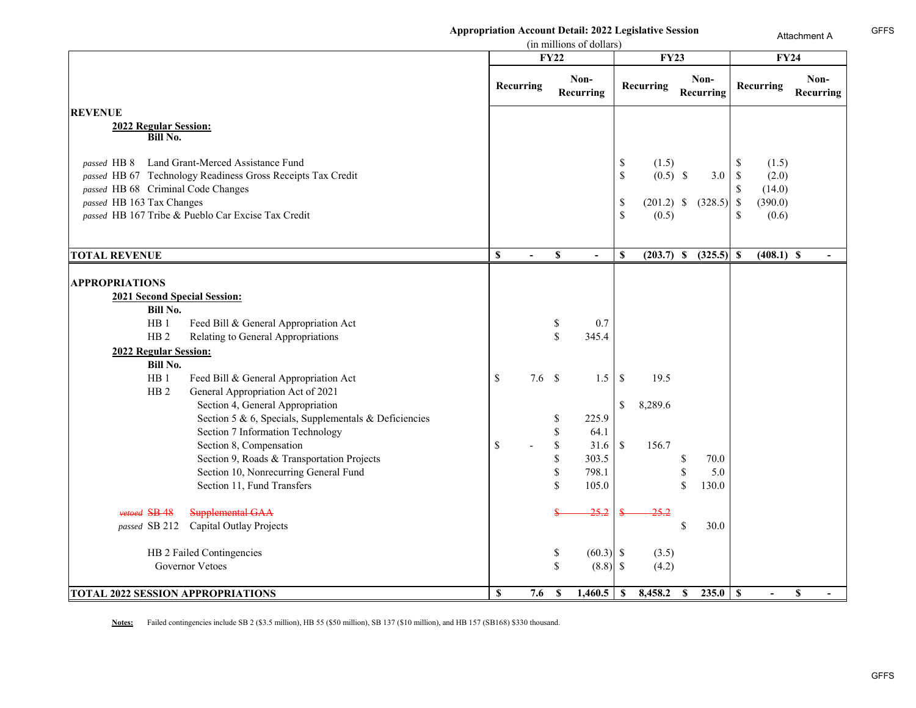**Appropriation Account Detail: 2022 Legislative Session**

(in millions of dollars)

Attachment A

| | FY22 | | FY23 | | FY24 | |
|---|---|---|---|---|---|---|
| | Recurring | Non-Recurring | Recurring | Non-Recurring | Recurring | Non-Recurring |
| **REVENUE** | | | | | | |
| **2022 Regular Session:** | | | | | | |
| **Bill No.** | | | | | | |
| *passed* HB 8 Land Grant-Merced Assistance Fund | | | $ (1.5) | | $ (1.5) | |
| *passed* HB 67 Technology Readiness Gross Receipts Tax Credit | | | $ (0.5) | $ 3.0 | $ (2.0) | |
| *passed* HB 68 Criminal Code Changes | | | | | $ (14.0) | |
| *passed* HB 163 Tax Changes | | | $ (201.2) | $ (328.5) | $ (390.0) | |
| *passed* HB 167 Tribe & Pueblo Car Excise Tax Credit | | | $ (0.5) | | $ (0.6) | |
| **TOTAL REVENUE** | **$ -** | **$ -** | **$ (203.7)** | **$ (325.5)** | **$ (408.1)** | **$ -** |
| **APPROPRIATIONS** | | | | | | |
| **2021 Second Special Session:** | | | | | | |
| **Bill No.** | | | | | | |
| HB 1 Feed Bill & General Appropriation Act | | $ 0.7 | | | | |
| HB 2 Relating to General Appropriations | | $ 345.4 | | | | |
| **2022 Regular Session:** | | | | | | |
| **Bill No.** | | | | | | |
| HB 1 Feed Bill & General Appropriation Act | $ 7.6 | $ 1.5 | $ 19.5 | | | |
| HB 2 General Appropriation Act of 2021 | | | | | | |
| Section 4, General Appropriation | | | $ 8,289.6 | | | |
| Section 5 & 6, Specials, Supplementals & Deficiencies | | $ 225.9 | | | | |
| Section 7 Information Technology | | $ 64.1 | | | | |
| Section 8, Compensation | $ - | $ 31.6 | $ 156.7 | | | |
| Section 9, Roads & Transportation Projects | | $ 303.5 | | $ 70.0 | | |
| Section 10, Nonrecurring General Fund | | $ 798.1 | | $ 5.0 | | |
| Section 11, Fund Transfers | | $ 105.0 | | $ 130.0 | | |
| *vetoed* ~~SB 48 Supplemental GAA~~ | | ~~$ 25.2~~ | ~~$ 25.2~~ | | | |
| *passed* SB 212 Capital Outlay Projects | | | | $ 30.0 | | |
| HB 2 Failed Contingencies | | $ (60.3) | $ (3.5) | | | |
| Governor Vetoes | | $ (8.8) | $ (4.2) | | | |
| **TOTAL 2022 SESSION APPROPRIATIONS** | **$ 7.6** | **$ 1,460.5** | **$ 8,458.2** | **$ 235.0** | **$ -** | **$ -** |

**Notes:** Failed contingencies include SB 2 ($3.5 million), HB 55 ($50 million), SB 137 ($10 million), and HB 157 (SB168) $330 thousand.